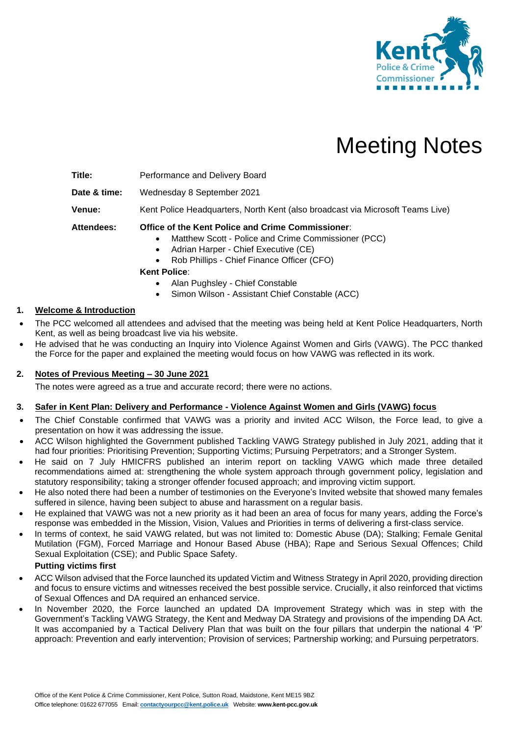# Meeting Notes

| | |
|---|---|
| **Title:** | Performance and Delivery Board |
| **Date & time:** | Wednesday 8 September 2021 |
| **Venue:** | Kent Police Headquarters, North Kent (also broadcast via Microsoft Teams Live) |

**Attendees:**

**Office of the Kent Police and Crime Commissioner**:

- Matthew Scott - Police and Crime Commissioner (PCC)
- Adrian Harper - Chief Executive (CE)
- Rob Phillips - Chief Finance Officer (CFO)

**Kent Police**:

- Alan Pughsley - Chief Constable
- Simon Wilson - Assistant Chief Constable (ACC)

## 1. Welcome & Introduction

- The PCC welcomed all attendees and advised that the meeting was being held at Kent Police Headquarters, North Kent, as well as being broadcast live via his website.
- He advised that he was conducting an Inquiry into Violence Against Women and Girls (VAWG). The PCC thanked the Force for the paper and explained the meeting would focus on how VAWG was reflected in its work.

## 2. Notes of Previous Meeting – 30 June 2021

The notes were agreed as a true and accurate record; there were no actions.

## 3. Safer in Kent Plan: Delivery and Performance - Violence Against Women and Girls (VAWG) focus

- The Chief Constable confirmed that VAWG was a priority and invited ACC Wilson, the Force lead, to give a presentation on how it was addressing the issue.
- ACC Wilson highlighted the Government published Tackling VAWG Strategy published in July 2021, adding that it had four priorities: Prioritising Prevention; Supporting Victims; Pursuing Perpetrators; and a Stronger System.
- He said on 7 July HMICFRS published an interim report on tackling VAWG which made three detailed recommendations aimed at: strengthening the whole system approach through government policy, legislation and statutory responsibility; taking a stronger offender focused approach; and improving victim support.
- He also noted there had been a number of testimonies on the Everyone's Invited website that showed many females suffered in silence, having been subject to abuse and harassment on a regular basis.
- He explained that VAWG was not a new priority as it had been an area of focus for many years, adding the Force's response was embedded in the Mission, Vision, Values and Priorities in terms of delivering a first-class service.
- In terms of context, he said VAWG related, but was not limited to: Domestic Abuse (DA); Stalking; Female Genital Mutilation (FGM), Forced Marriage and Honour Based Abuse (HBA); Rape and Serious Sexual Offences; Child Sexual Exploitation (CSE); and Public Space Safety.

**Putting victims first**

- ACC Wilson advised that the Force launched its updated Victim and Witness Strategy in April 2020, providing direction and focus to ensure victims and witnesses received the best possible service. Crucially, it also reinforced that victims of Sexual Offences and DA required an enhanced service.
- In November 2020, the Force launched an updated DA Improvement Strategy which was in step with the Government's Tackling VAWG Strategy, the Kent and Medway DA Strategy and provisions of the impending DA Act. It was accompanied by a Tactical Delivery Plan that was built on the four pillars that underpin the national 4 'P' approach: Prevention and early intervention; Provision of services; Partnership working; and Pursuing perpetrators.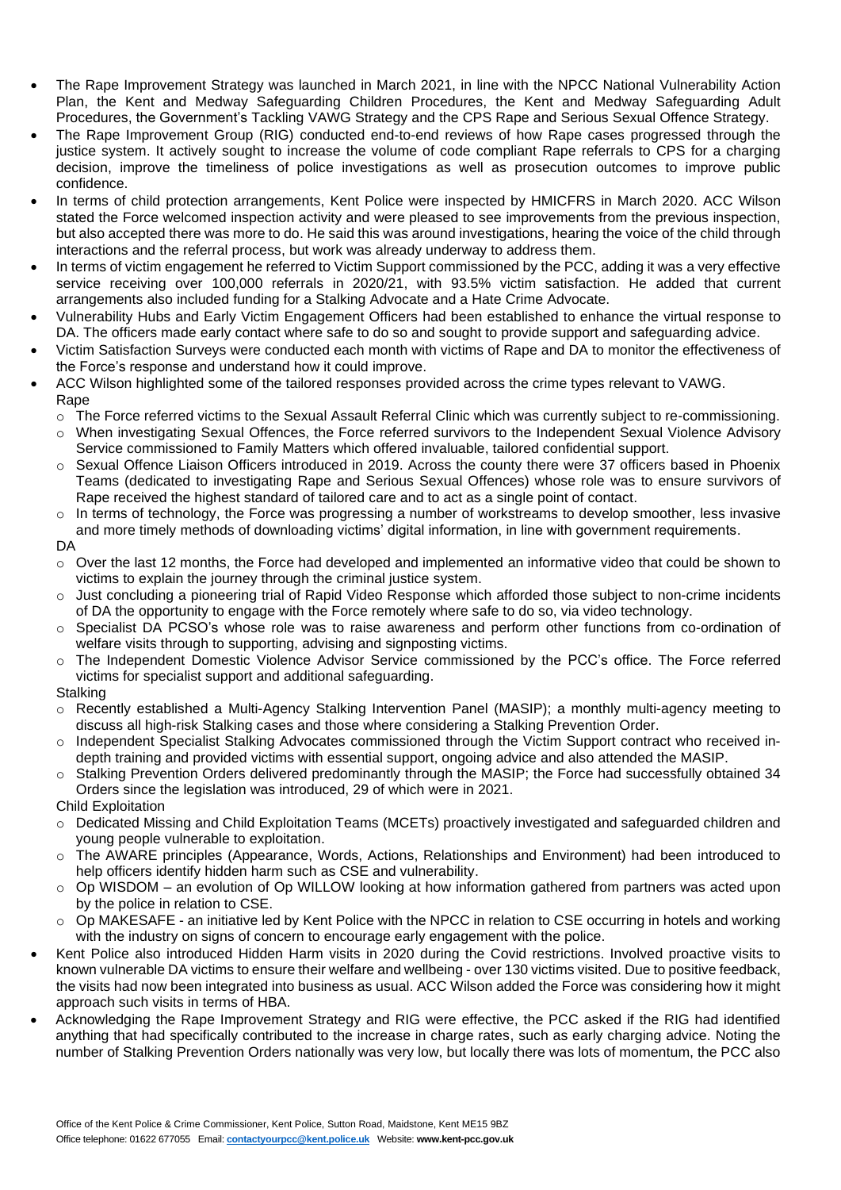- The Rape Improvement Strategy was launched in March 2021, in line with the NPCC National Vulnerability Action Plan, the Kent and Medway Safeguarding Children Procedures, the Kent and Medway Safeguarding Adult Procedures, the Government's Tackling VAWG Strategy and the CPS Rape and Serious Sexual Offence Strategy.
- The Rape Improvement Group (RIG) conducted end-to-end reviews of how Rape cases progressed through the justice system. It actively sought to increase the volume of code compliant Rape referrals to CPS for a charging decision, improve the timeliness of police investigations as well as prosecution outcomes to improve public confidence.
- In terms of child protection arrangements, Kent Police were inspected by HMICFRS in March 2020. ACC Wilson stated the Force welcomed inspection activity and were pleased to see improvements from the previous inspection, but also accepted there was more to do. He said this was around investigations, hearing the voice of the child through interactions and the referral process, but work was already underway to address them.
- In terms of victim engagement he referred to Victim Support commissioned by the PCC, adding it was a very effective service receiving over 100,000 referrals in 2020/21, with 93.5% victim satisfaction. He added that current arrangements also included funding for a Stalking Advocate and a Hate Crime Advocate.
- Vulnerability Hubs and Early Victim Engagement Officers had been established to enhance the virtual response to DA. The officers made early contact where safe to do so and sought to provide support and safeguarding advice.
- Victim Satisfaction Surveys were conducted each month with victims of Rape and DA to monitor the effectiveness of the Force's response and understand how it could improve.
- ACC Wilson highlighted some of the tailored responses provided across the crime types relevant to VAWG.

  Rape
  - The Force referred victims to the Sexual Assault Referral Clinic which was currently subject to re-commissioning.
  - When investigating Sexual Offences, the Force referred survivors to the Independent Sexual Violence Advisory Service commissioned to Family Matters which offered invaluable, tailored confidential support.
  - Sexual Offence Liaison Officers introduced in 2019. Across the county there were 37 officers based in Phoenix Teams (dedicated to investigating Rape and Serious Sexual Offences) whose role was to ensure survivors of Rape received the highest standard of tailored care and to act as a single point of contact.
  - In terms of technology, the Force was progressing a number of workstreams to develop smoother, less invasive and more timely methods of downloading victims' digital information, in line with government requirements.

  DA
  - Over the last 12 months, the Force had developed and implemented an informative video that could be shown to victims to explain the journey through the criminal justice system.
  - Just concluding a pioneering trial of Rapid Video Response which afforded those subject to non-crime incidents of DA the opportunity to engage with the Force remotely where safe to do so, via video technology.
  - Specialist DA PCSO's whose role was to raise awareness and perform other functions from co-ordination of welfare visits through to supporting, advising and signposting victims.
  - The Independent Domestic Violence Advisor Service commissioned by the PCC's office. The Force referred victims for specialist support and additional safeguarding.

  Stalking
  - Recently established a Multi-Agency Stalking Intervention Panel (MASIP); a monthly multi-agency meeting to discuss all high-risk Stalking cases and those where considering a Stalking Prevention Order.
  - Independent Specialist Stalking Advocates commissioned through the Victim Support contract who received in-depth training and provided victims with essential support, ongoing advice and also attended the MASIP.
  - Stalking Prevention Orders delivered predominantly through the MASIP; the Force had successfully obtained 34 Orders since the legislation was introduced, 29 of which were in 2021.

  Child Exploitation
  - Dedicated Missing and Child Exploitation Teams (MCETs) proactively investigated and safeguarded children and young people vulnerable to exploitation.
  - The AWARE principles (Appearance, Words, Actions, Relationships and Environment) had been introduced to help officers identify hidden harm such as CSE and vulnerability.
  - Op WISDOM – an evolution of Op WILLOW looking at how information gathered from partners was acted upon by the police in relation to CSE.
  - Op MAKESAFE - an initiative led by Kent Police with the NPCC in relation to CSE occurring in hotels and working with the industry on signs of concern to encourage early engagement with the police.
- Kent Police also introduced Hidden Harm visits in 2020 during the Covid restrictions. Involved proactive visits to known vulnerable DA victims to ensure their welfare and wellbeing - over 130 victims visited. Due to positive feedback, the visits had now been integrated into business as usual. ACC Wilson added the Force was considering how it might approach such visits in terms of HBA.
- Acknowledging the Rape Improvement Strategy and RIG were effective, the PCC asked if the RIG had identified anything that had specifically contributed to the increase in charge rates, such as early charging advice. Noting the number of Stalking Prevention Orders nationally was very low, but locally there was lots of momentum, the PCC also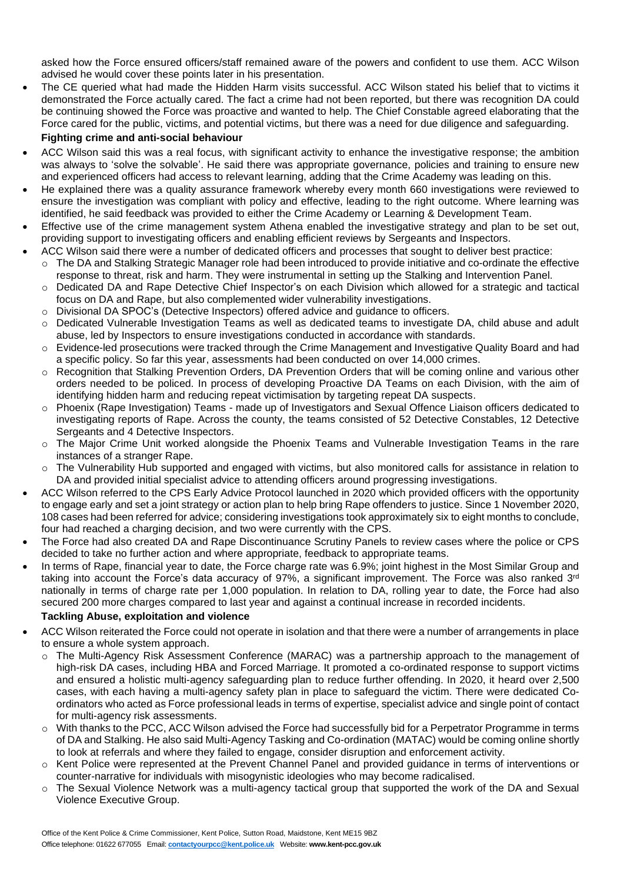asked how the Force ensured officers/staff remained aware of the powers and confident to use them. ACC Wilson advised he would cover these points later in his presentation.

- The CE queried what had made the Hidden Harm visits successful. ACC Wilson stated his belief that to victims it demonstrated the Force actually cared. The fact a crime had not been reported, but there was recognition DA could be continuing showed the Force was proactive and wanted to help. The Chief Constable agreed elaborating that the Force cared for the public, victims, and potential victims, but there was a need for due diligence and safeguarding.

**Fighting crime and anti-social behaviour**

- ACC Wilson said this was a real focus, with significant activity to enhance the investigative response; the ambition was always to 'solve the solvable'. He said there was appropriate governance, policies and training to ensure new and experienced officers had access to relevant learning, adding that the Crime Academy was leading on this.
- He explained there was a quality assurance framework whereby every month 660 investigations were reviewed to ensure the investigation was compliant with policy and effective, leading to the right outcome. Where learning was identified, he said feedback was provided to either the Crime Academy or Learning & Development Team.
- Effective use of the crime management system Athena enabled the investigative strategy and plan to be set out, providing support to investigating officers and enabling efficient reviews by Sergeants and Inspectors.
- ACC Wilson said there were a number of dedicated officers and processes that sought to deliver best practice:
  - The DA and Stalking Strategic Manager role had been introduced to provide initiative and co-ordinate the effective response to threat, risk and harm. They were instrumental in setting up the Stalking and Intervention Panel.
  - Dedicated DA and Rape Detective Chief Inspector's on each Division which allowed for a strategic and tactical focus on DA and Rape, but also complemented wider vulnerability investigations.
  - Divisional DA SPOC's (Detective Inspectors) offered advice and guidance to officers.
  - Dedicated Vulnerable Investigation Teams as well as dedicated teams to investigate DA, child abuse and adult abuse, led by Inspectors to ensure investigations conducted in accordance with standards.
  - Evidence-led prosecutions were tracked through the Crime Management and Investigative Quality Board and had a specific policy. So far this year, assessments had been conducted on over 14,000 crimes.
  - Recognition that Stalking Prevention Orders, DA Prevention Orders that will be coming online and various other orders needed to be policed. In process of developing Proactive DA Teams on each Division, with the aim of identifying hidden harm and reducing repeat victimisation by targeting repeat DA suspects.
  - Phoenix (Rape Investigation) Teams - made up of Investigators and Sexual Offence Liaison officers dedicated to investigating reports of Rape. Across the county, the teams consisted of 52 Detective Constables, 12 Detective Sergeants and 4 Detective Inspectors.
  - The Major Crime Unit worked alongside the Phoenix Teams and Vulnerable Investigation Teams in the rare instances of a stranger Rape.
  - The Vulnerability Hub supported and engaged with victims, but also monitored calls for assistance in relation to DA and provided initial specialist advice to attending officers around progressing investigations.
- ACC Wilson referred to the CPS Early Advice Protocol launched in 2020 which provided officers with the opportunity to engage early and set a joint strategy or action plan to help bring Rape offenders to justice. Since 1 November 2020, 108 cases had been referred for advice; considering investigations took approximately six to eight months to conclude, four had reached a charging decision, and two were currently with the CPS.
- The Force had also created DA and Rape Discontinuance Scrutiny Panels to review cases where the police or CPS decided to take no further action and where appropriate, feedback to appropriate teams.
- In terms of Rape, financial year to date, the Force charge rate was 6.9%; joint highest in the Most Similar Group and taking into account the Force's data accuracy of 97%, a significant improvement. The Force was also ranked 3rd nationally in terms of charge rate per 1,000 population. In relation to DA, rolling year to date, the Force had also secured 200 more charges compared to last year and against a continual increase in recorded incidents.

**Tackling Abuse, exploitation and violence**

- ACC Wilson reiterated the Force could not operate in isolation and that there were a number of arrangements in place to ensure a whole system approach.
  - The Multi-Agency Risk Assessment Conference (MARAC) was a partnership approach to the management of high-risk DA cases, including HBA and Forced Marriage. It promoted a co-ordinated response to support victims and ensured a holistic multi-agency safeguarding plan to reduce further offending. In 2020, it heard over 2,500 cases, with each having a multi-agency safety plan in place to safeguard the victim. There were dedicated Co-ordinators who acted as Force professional leads in terms of expertise, specialist advice and single point of contact for multi-agency risk assessments.
  - With thanks to the PCC, ACC Wilson advised the Force had successfully bid for a Perpetrator Programme in terms of DA and Stalking. He also said Multi-Agency Tasking and Co-ordination (MATAC) would be coming online shortly to look at referrals and where they failed to engage, consider disruption and enforcement activity.
  - Kent Police were represented at the Prevent Channel Panel and provided guidance in terms of interventions or counter-narrative for individuals with misogynistic ideologies who may become radicalised.
  - The Sexual Violence Network was a multi-agency tactical group that supported the work of the DA and Sexual Violence Executive Group.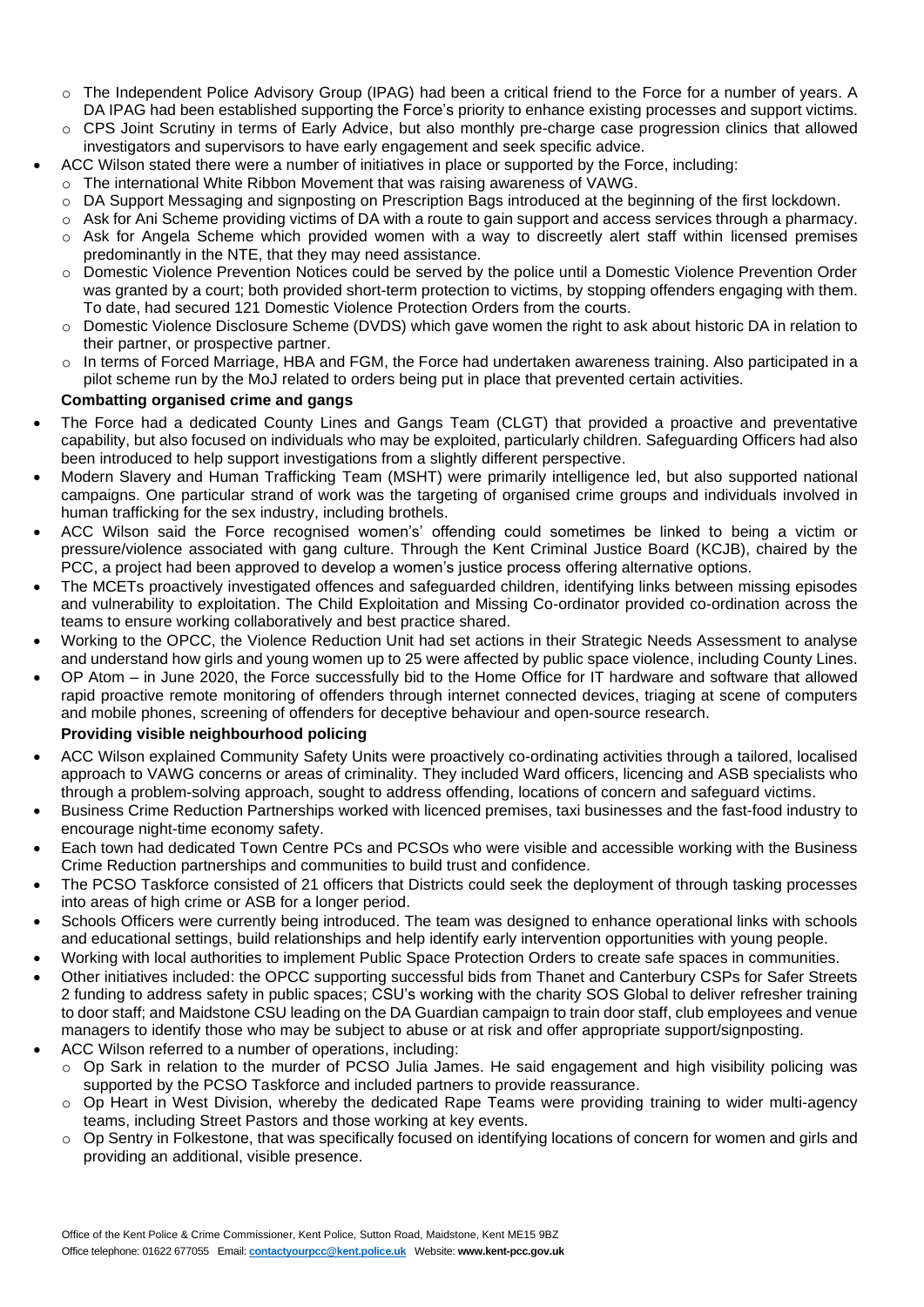- The Independent Police Advisory Group (IPAG) had been a critical friend to the Force for a number of years. A DA IPAG had been established supporting the Force's priority to enhance existing processes and support victims.
  - CPS Joint Scrutiny in terms of Early Advice, but also monthly pre-charge case progression clinics that allowed investigators and supervisors to have early engagement and seek specific advice.
- ACC Wilson stated there were a number of initiatives in place or supported by the Force, including:
  - The international White Ribbon Movement that was raising awareness of VAWG.
  - DA Support Messaging and signposting on Prescription Bags introduced at the beginning of the first lockdown.
  - Ask for Ani Scheme providing victims of DA with a route to gain support and access services through a pharmacy.
  - Ask for Angela Scheme which provided women with a way to discreetly alert staff within licensed premises predominantly in the NTE, that they may need assistance.
  - Domestic Violence Prevention Notices could be served by the police until a Domestic Violence Prevention Order was granted by a court; both provided short-term protection to victims, by stopping offenders engaging with them. To date, had secured 121 Domestic Violence Protection Orders from the courts.
  - Domestic Violence Disclosure Scheme (DVDS) which gave women the right to ask about historic DA in relation to their partner, or prospective partner.
  - In terms of Forced Marriage, HBA and FGM, the Force had undertaken awareness training. Also participated in a pilot scheme run by the MoJ related to orders being put in place that prevented certain activities.

**Combatting organised crime and gangs**

- The Force had a dedicated County Lines and Gangs Team (CLGT) that provided a proactive and preventative capability, but also focused on individuals who may be exploited, particularly children. Safeguarding Officers had also been introduced to help support investigations from a slightly different perspective.
- Modern Slavery and Human Trafficking Team (MSHT) were primarily intelligence led, but also supported national campaigns. One particular strand of work was the targeting of organised crime groups and individuals involved in human trafficking for the sex industry, including brothels.
- ACC Wilson said the Force recognised women's' offending could sometimes be linked to being a victim or pressure/violence associated with gang culture. Through the Kent Criminal Justice Board (KCJB), chaired by the PCC, a project had been approved to develop a women's justice process offering alternative options.
- The MCETs proactively investigated offences and safeguarded children, identifying links between missing episodes and vulnerability to exploitation. The Child Exploitation and Missing Co-ordinator provided co-ordination across the teams to ensure working collaboratively and best practice shared.
- Working to the OPCC, the Violence Reduction Unit had set actions in their Strategic Needs Assessment to analyse and understand how girls and young women up to 25 were affected by public space violence, including County Lines.
- OP Atom – in June 2020, the Force successfully bid to the Home Office for IT hardware and software that allowed rapid proactive remote monitoring of offenders through internet connected devices, triaging at scene of computers and mobile phones, screening of offenders for deceptive behaviour and open-source research.

**Providing visible neighbourhood policing**

- ACC Wilson explained Community Safety Units were proactively co-ordinating activities through a tailored, localised approach to VAWG concerns or areas of criminality. They included Ward officers, licencing and ASB specialists who through a problem-solving approach, sought to address offending, locations of concern and safeguard victims.
- Business Crime Reduction Partnerships worked with licenced premises, taxi businesses and the fast-food industry to encourage night-time economy safety.
- Each town had dedicated Town Centre PCs and PCSOs who were visible and accessible working with the Business Crime Reduction partnerships and communities to build trust and confidence.
- The PCSO Taskforce consisted of 21 officers that Districts could seek the deployment of through tasking processes into areas of high crime or ASB for a longer period.
- Schools Officers were currently being introduced. The team was designed to enhance operational links with schools and educational settings, build relationships and help identify early intervention opportunities with young people.
- Working with local authorities to implement Public Space Protection Orders to create safe spaces in communities.
- Other initiatives included: the OPCC supporting successful bids from Thanet and Canterbury CSPs for Safer Streets 2 funding to address safety in public spaces; CSU's working with the charity SOS Global to deliver refresher training to door staff; and Maidstone CSU leading on the DA Guardian campaign to train door staff, club employees and venue managers to identify those who may be subject to abuse or at risk and offer appropriate support/signposting.
- ACC Wilson referred to a number of operations, including:
  - Op Sark in relation to the murder of PCSO Julia James. He said engagement and high visibility policing was supported by the PCSO Taskforce and included partners to provide reassurance.
  - Op Heart in West Division, whereby the dedicated Rape Teams were providing training to wider multi-agency teams, including Street Pastors and those working at key events.
  - Op Sentry in Folkestone, that was specifically focused on identifying locations of concern for women and girls and providing an additional, visible presence.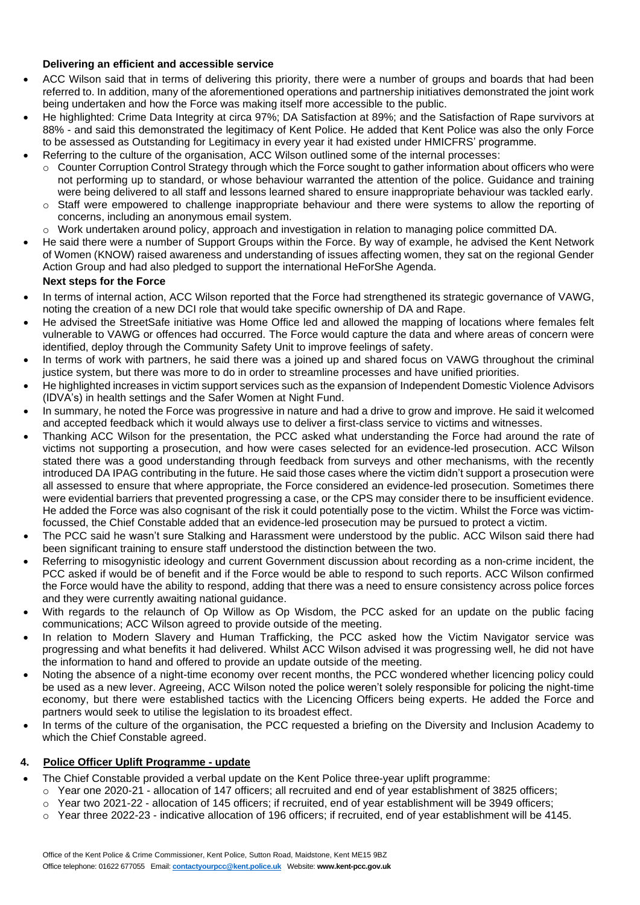**Delivering an efficient and accessible service**

- ACC Wilson said that in terms of delivering this priority, there were a number of groups and boards that had been referred to. In addition, many of the aforementioned operations and partnership initiatives demonstrated the joint work being undertaken and how the Force was making itself more accessible to the public.
- He highlighted: Crime Data Integrity at circa 97%; DA Satisfaction at 89%; and the Satisfaction of Rape survivors at 88% - and said this demonstrated the legitimacy of Kent Police. He added that Kent Police was also the only Force to be assessed as Outstanding for Legitimacy in every year it had existed under HMICFRS' programme.
- Referring to the culture of the organisation, ACC Wilson outlined some of the internal processes:
  - Counter Corruption Control Strategy through which the Force sought to gather information about officers who were not performing up to standard, or whose behaviour warranted the attention of the police. Guidance and training were being delivered to all staff and lessons learned shared to ensure inappropriate behaviour was tackled early.
  - Staff were empowered to challenge inappropriate behaviour and there were systems to allow the reporting of concerns, including an anonymous email system.
  - Work undertaken around policy, approach and investigation in relation to managing police committed DA.
- He said there were a number of Support Groups within the Force. By way of example, he advised the Kent Network of Women (KNOW) raised awareness and understanding of issues affecting women, they sat on the regional Gender Action Group and had also pledged to support the international HeForShe Agenda.

**Next steps for the Force**

- In terms of internal action, ACC Wilson reported that the Force had strengthened its strategic governance of VAWG, noting the creation of a new DCI role that would take specific ownership of DA and Rape.
- He advised the StreetSafe initiative was Home Office led and allowed the mapping of locations where females felt vulnerable to VAWG or offences had occurred. The Force would capture the data and where areas of concern were identified, deploy through the Community Safety Unit to improve feelings of safety.
- In terms of work with partners, he said there was a joined up and shared focus on VAWG throughout the criminal justice system, but there was more to do in order to streamline processes and have unified priorities.
- He highlighted increases in victim support services such as the expansion of Independent Domestic Violence Advisors (IDVA's) in health settings and the Safer Women at Night Fund.
- In summary, he noted the Force was progressive in nature and had a drive to grow and improve. He said it welcomed and accepted feedback which it would always use to deliver a first-class service to victims and witnesses.
- Thanking ACC Wilson for the presentation, the PCC asked what understanding the Force had around the rate of victims not supporting a prosecution, and how were cases selected for an evidence-led prosecution. ACC Wilson stated there was a good understanding through feedback from surveys and other mechanisms, with the recently introduced DA IPAG contributing in the future. He said those cases where the victim didn't support a prosecution were all assessed to ensure that where appropriate, the Force considered an evidence-led prosecution. Sometimes there were evidential barriers that prevented progressing a case, or the CPS may consider there to be insufficient evidence. He added the Force was also cognisant of the risk it could potentially pose to the victim. Whilst the Force was victim-focussed, the Chief Constable added that an evidence-led prosecution may be pursued to protect a victim.
- The PCC said he wasn't sure Stalking and Harassment were understood by the public. ACC Wilson said there had been significant training to ensure staff understood the distinction between the two.
- Referring to misogynistic ideology and current Government discussion about recording as a non-crime incident, the PCC asked if would be of benefit and if the Force would be able to respond to such reports. ACC Wilson confirmed the Force would have the ability to respond, adding that there was a need to ensure consistency across police forces and they were currently awaiting national guidance.
- With regards to the relaunch of Op Willow as Op Wisdom, the PCC asked for an update on the public facing communications; ACC Wilson agreed to provide outside of the meeting.
- In relation to Modern Slavery and Human Trafficking, the PCC asked how the Victim Navigator service was progressing and what benefits it had delivered. Whilst ACC Wilson advised it was progressing well, he did not have the information to hand and offered to provide an update outside of the meeting.
- Noting the absence of a night-time economy over recent months, the PCC wondered whether licencing policy could be used as a new lever. Agreeing, ACC Wilson noted the police weren't solely responsible for policing the night-time economy, but there were established tactics with the Licencing Officers being experts. He added the Force and partners would seek to utilise the legislation to its broadest effect.
- In terms of the culture of the organisation, the PCC requested a briefing on the Diversity and Inclusion Academy to which the Chief Constable agreed.

## 4. Police Officer Uplift Programme - update

- The Chief Constable provided a verbal update on the Kent Police three-year uplift programme:
  - Year one 2020-21 - allocation of 147 officers; all recruited and end of year establishment of 3825 officers;
  - Year two 2021-22 - allocation of 145 officers; if recruited, end of year establishment will be 3949 officers;
  - Year three 2022-23 - indicative allocation of 196 officers; if recruited, end of year establishment will be 4145.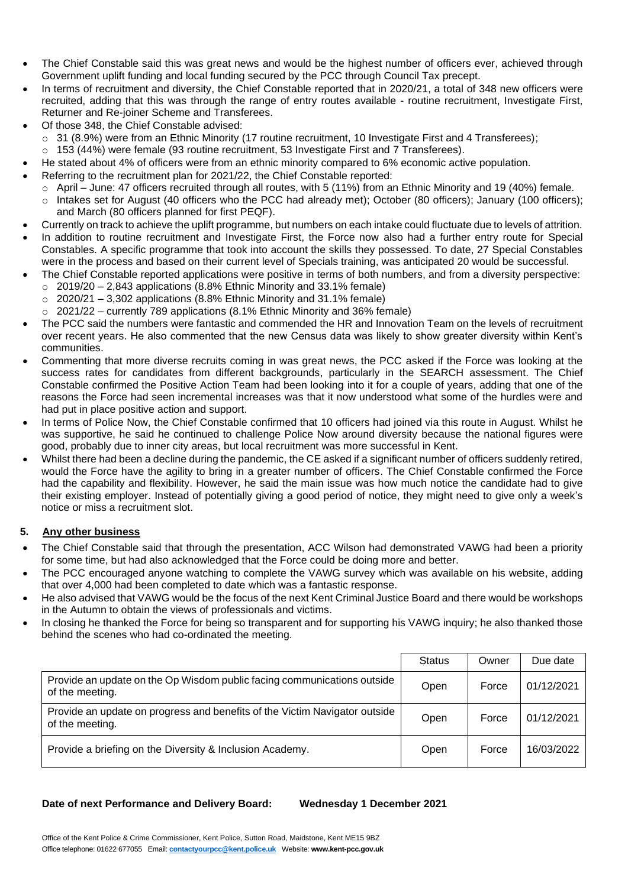- The Chief Constable said this was great news and would be the highest number of officers ever, achieved through Government uplift funding and local funding secured by the PCC through Council Tax precept.
- In terms of recruitment and diversity, the Chief Constable reported that in 2020/21, a total of 348 new officers were recruited, adding that this was through the range of entry routes available - routine recruitment, Investigate First, Returner and Re-joiner Scheme and Transferees.
- Of those 348, the Chief Constable advised:
  - 31 (8.9%) were from an Ethnic Minority (17 routine recruitment, 10 Investigate First and 4 Transferees);
  - 153 (44%) were female (93 routine recruitment, 53 Investigate First and 7 Transferees).
- He stated about 4% of officers were from an ethnic minority compared to 6% economic active population.
- Referring to the recruitment plan for 2021/22, the Chief Constable reported:
  - April – June: 47 officers recruited through all routes, with 5 (11%) from an Ethnic Minority and 19 (40%) female.
  - Intakes set for August (40 officers who the PCC had already met); October (80 officers); January (100 officers); and March (80 officers planned for first PEQF).
- Currently on track to achieve the uplift programme, but numbers on each intake could fluctuate due to levels of attrition.
- In addition to routine recruitment and Investigate First, the Force now also had a further entry route for Special Constables. A specific programme that took into account the skills they possessed. To date, 27 Special Constables were in the process and based on their current level of Specials training, was anticipated 20 would be successful.
- The Chief Constable reported applications were positive in terms of both numbers, and from a diversity perspective:
  - 2019/20 – 2,843 applications (8.8% Ethnic Minority and 33.1% female)
  - 2020/21 – 3,302 applications (8.8% Ethnic Minority and 31.1% female)
  - 2021/22 – currently 789 applications (8.1% Ethnic Minority and 36% female)
- The PCC said the numbers were fantastic and commended the HR and Innovation Team on the levels of recruitment over recent years. He also commented that the new Census data was likely to show greater diversity within Kent's communities.
- Commenting that more diverse recruits coming in was great news, the PCC asked if the Force was looking at the success rates for candidates from different backgrounds, particularly in the SEARCH assessment. The Chief Constable confirmed the Positive Action Team had been looking into it for a couple of years, adding that one of the reasons the Force had seen incremental increases was that it now understood what some of the hurdles were and had put in place positive action and support.
- In terms of Police Now, the Chief Constable confirmed that 10 officers had joined via this route in August. Whilst he was supportive, he said he continued to challenge Police Now around diversity because the national figures were good, probably due to inner city areas, but local recruitment was more successful in Kent.
- Whilst there had been a decline during the pandemic, the CE asked if a significant number of officers suddenly retired, would the Force have the agility to bring in a greater number of officers. The Chief Constable confirmed the Force had the capability and flexibility. However, he said the main issue was how much notice the candidate had to give their existing employer. Instead of potentially giving a good period of notice, they might need to give only a week's notice or miss a recruitment slot.

## 5. Any other business

- The Chief Constable said that through the presentation, ACC Wilson had demonstrated VAWG had been a priority for some time, but had also acknowledged that the Force could be doing more and better.
- The PCC encouraged anyone watching to complete the VAWG survey which was available on his website, adding that over 4,000 had been completed to date which was a fantastic response.
- He also advised that VAWG would be the focus of the next Kent Criminal Justice Board and there would be workshops in the Autumn to obtain the views of professionals and victims.
- In closing he thanked the Force for being so transparent and for supporting his VAWG inquiry; he also thanked those behind the scenes who had co-ordinated the meeting.

| | Status | Owner | Due date |
|---|---|---|---|
| Provide an update on the Op Wisdom public facing communications outside of the meeting. | Open | Force | 01/12/2021 |
| Provide an update on progress and benefits of the Victim Navigator outside of the meeting. | Open | Force | 01/12/2021 |
| Provide a briefing on the Diversity & Inclusion Academy. | Open | Force | 16/03/2022 |

**Date of next Performance and Delivery Board: Wednesday 1 December 2021**

Office of the Kent Police & Crime Commissioner, Kent Police, Sutton Road, Maidstone, Kent ME15 9BZ
Office telephone: 01622 677055 Email: contactyourpcc@kent.police.uk Website: www.kent-pcc.gov.uk